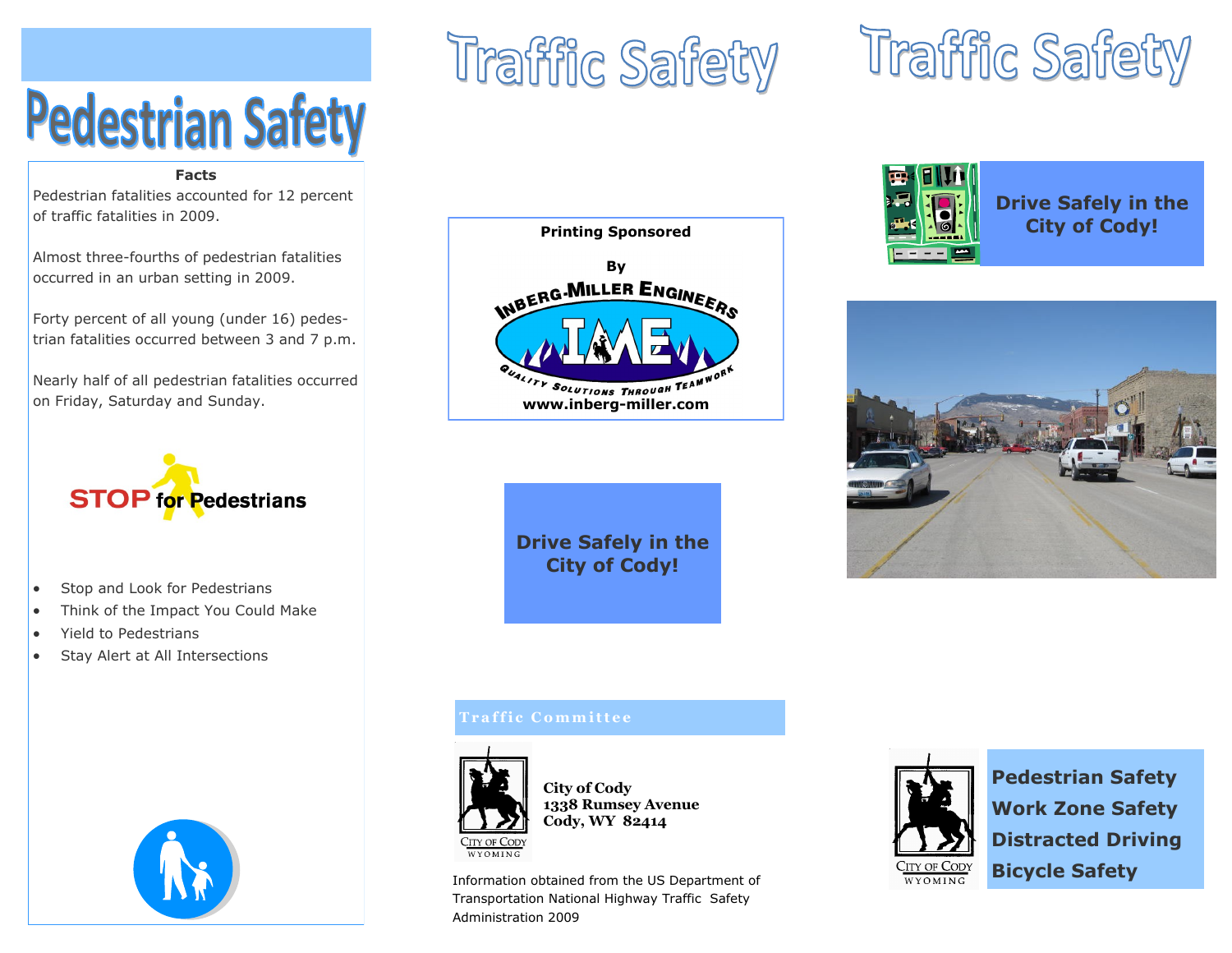# Pedestrian Safety

**Facts**

Pedestrian fatalities accounted for 12 percent of traffic fatalities in 2009.

Almost three-fourths of pedestrian fatalities occurred in an urban setting in 2009.

Forty percent of all young (under 16) pedestrian fatalities occurred between 3 and 7 p.m.

Nearly half of all pedestrian fatalities occurred on Friday, Saturday and Sunday.

STOP for Pedestrians

- Stop and Look for Pedestrians
- Think of the Impact You Could Make
- Yield to Pedestrians
- Stay Alert at All Intersections

# Traffic Safety

**Printing Sponsored**

**By**

INBERG-MILLER ENGINEERS

IME

QUALITY SOLUTIONS THROUGH TEAMWORK

**www.inberg-miller.com**

**Drive Safely in the City of Cody!**

**Traffic Committee**

City of Cody
Wyoming

**City of Cody**
**1338 Rumsey Avenue**
**Cody, WY 82414**

Information obtained from the US Department of Transportation National Highway Traffic Safety Administration 2009

# Traffic Safety

**Drive Safely in the City of Cody!**

City of Cody
Wyoming

**Pedestrian Safety**
**Work Zone Safety**
**Distracted Driving**
**Bicycle Safety**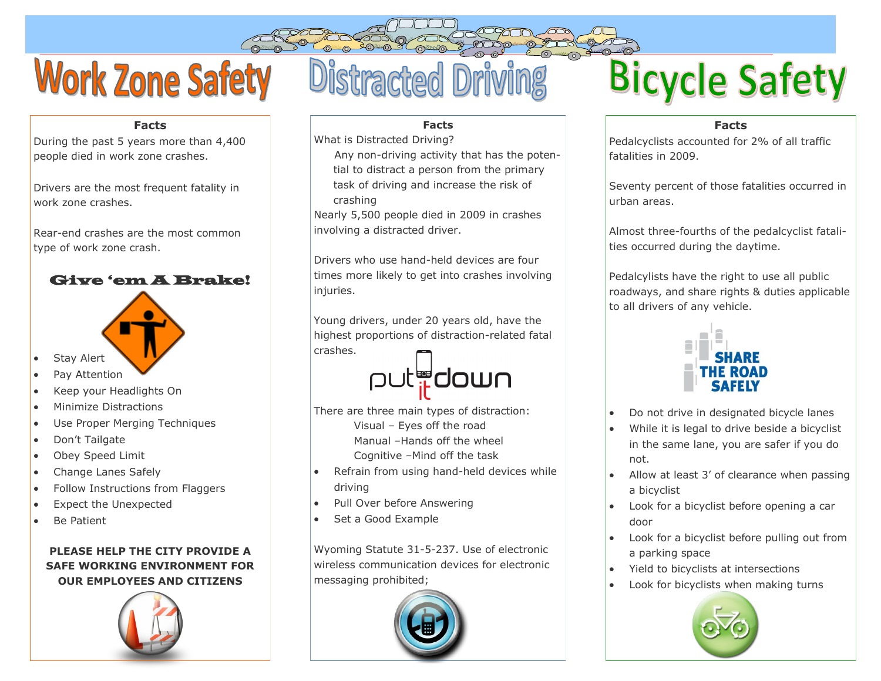# Work Zone Safety

**Facts**

During the past 5 years more than 4,400 people died in work zone crashes.

Drivers are the most frequent fatality in work zone crashes.

Rear-end crashes are the most common type of work zone crash.

## Give 'em A Brake!

- Stay Alert
- Pay Attention
- Keep your Headlights On
- Minimize Distractions
- Use Proper Merging Techniques
- Don't Tailgate
- Obey Speed Limit
- Change Lanes Safely
- Follow Instructions from Flaggers
- Expect the Unexpected
- Be Patient

**PLEASE HELP THE CITY PROVIDE A SAFE WORKING ENVIRONMENT FOR OUR EMPLOYEES AND CITIZENS**

# Distracted Driving

**Facts**

What is Distracted Driving?

Any non-driving activity that has the potential to distract a person from the primary task of driving and increase the risk of crashing

Nearly 5,500 people died in 2009 in crashes involving a distracted driver.

Drivers who use hand-held devices are four times more likely to get into crashes involving injuries.

Young drivers, under 20 years old, have the highest proportions of distraction-related fatal crashes.

put it down

There are three main types of distraction:

Visual – Eyes off the road
Manual –Hands off the wheel
Cognitive –Mind off the task

- Refrain from using hand-held devices while driving
- Pull Over before Answering
- Set a Good Example

Wyoming Statute 31-5-237. Use of electronic wireless communication devices for electronic messaging prohibited;

# Bicycle Safety

**Facts**

Pedalcyclists accounted for 2% of all traffic fatalities in 2009.

Seventy percent of those fatalities occurred in urban areas.

Almost three-fourths of the pedalcyclist fatalities occurred during the daytime.

Pedalcylists have the right to use all public roadways, and share rights & duties applicable to all drivers of any vehicle.

SHARE THE ROAD SAFELY

- Do not drive in designated bicycle lanes
- While it is legal to drive beside a bicyclist in the same lane, you are safer if you do not.
- Allow at least 3' of clearance when passing a bicyclist
- Look for a bicyclist before opening a car door
- Look for a bicyclist before pulling out from a parking space
- Yield to bicyclists at intersections
- Look for bicyclists when making turns